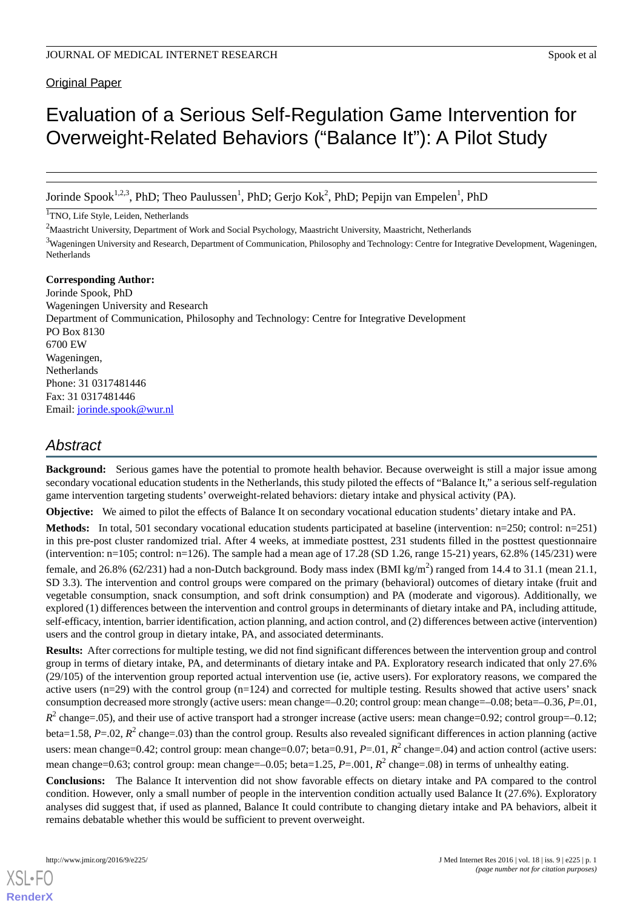Original Paper

# Evaluation of a Serious Self-Regulation Game Intervention for Overweight-Related Behaviors ("Balance It"): A Pilot Study

Jorinde Spook[1,2,3], PhD; Theo Paulussen[1], PhD; Gerjo Kok[2], PhD; Pepijn van Empelen[1], PhD

[1]TNO, Life Style, Leiden, Netherlands

[2]Maastricht University, Department of Work and Social Psychology, Maastricht University, Maastricht, Netherlands

[3]Wageningen University and Research, Department of Communication, Philosophy and Technology: Centre for Integrative Development, Wageningen, Netherlands

**Corresponding Author:**
Jorinde Spook, PhD
Wageningen University and Research
Department of Communication, Philosophy and Technology: Centre for Integrative Development
PO Box 8130
6700 EW
Wageningen,
Netherlands
Phone: 31 0317481446
Fax: 31 0317481446
Email: jorinde.spook@wur.nl

## Abstract

**Background:** Serious games have the potential to promote health behavior. Because overweight is still a major issue among secondary vocational education students in the Netherlands, this study piloted the effects of "Balance It," a serious self-regulation game intervention targeting students' overweight-related behaviors: dietary intake and physical activity (PA).

**Objective:** We aimed to pilot the effects of Balance It on secondary vocational education students' dietary intake and PA.

**Methods:** In total, 501 secondary vocational education students participated at baseline (intervention: n=250; control: n=251) in this pre-post cluster randomized trial. After 4 weeks, at immediate posttest, 231 students filled in the posttest questionnaire (intervention: n=105; control: n=126). The sample had a mean age of 17.28 (SD 1.26, range 15-21) years, 62.8% (145/231) were female, and 26.8% (62/231) had a non-Dutch background. Body mass index (BMI kg/m$^2$) ranged from 14.4 to 31.1 (mean 21.1, SD 3.3). The intervention and control groups were compared on the primary (behavioral) outcomes of dietary intake (fruit and vegetable consumption, snack consumption, and soft drink consumption) and PA (moderate and vigorous). Additionally, we explored (1) differences between the intervention and control groups in determinants of dietary intake and PA, including attitude, self-efficacy, intention, barrier identification, action planning, and action control, and (2) differences between active (intervention) users and the control group in dietary intake, PA, and associated determinants.

**Results:** After corrections for multiple testing, we did not find significant differences between the intervention group and control group in terms of dietary intake, PA, and determinants of dietary intake and PA. Exploratory research indicated that only 27.6% (29/105) of the intervention group reported actual intervention use (ie, active users). For exploratory reasons, we compared the active users (n=29) with the control group (n=124) and corrected for multiple testing. Results showed that active users' snack consumption decreased more strongly (active users: mean change=–0.20; control group: mean change=–0.08; beta=–0.36, $P$=.01, $R^2$ change=.05), and their use of active transport had a stronger increase (active users: mean change=0.92; control group=–0.12; beta=1.58, $P$=.02, $R^2$ change=.03) than the control group. Results also revealed significant differences in action planning (active users: mean change=0.42; control group: mean change=0.07; beta=0.91, $P$=.01, $R^2$ change=.04) and action control (active users: mean change=0.63; control group: mean change=–0.05; beta=1.25, $P$=.001, $R^2$ change=.08) in terms of unhealthy eating.

**Conclusions:** The Balance It intervention did not show favorable effects on dietary intake and PA compared to the control condition. However, only a small number of people in the intervention condition actually used Balance It (27.6%). Exploratory analyses did suggest that, if used as planned, Balance It could contribute to changing dietary intake and PA behaviors, albeit it remains debatable whether this would be sufficient to prevent overweight.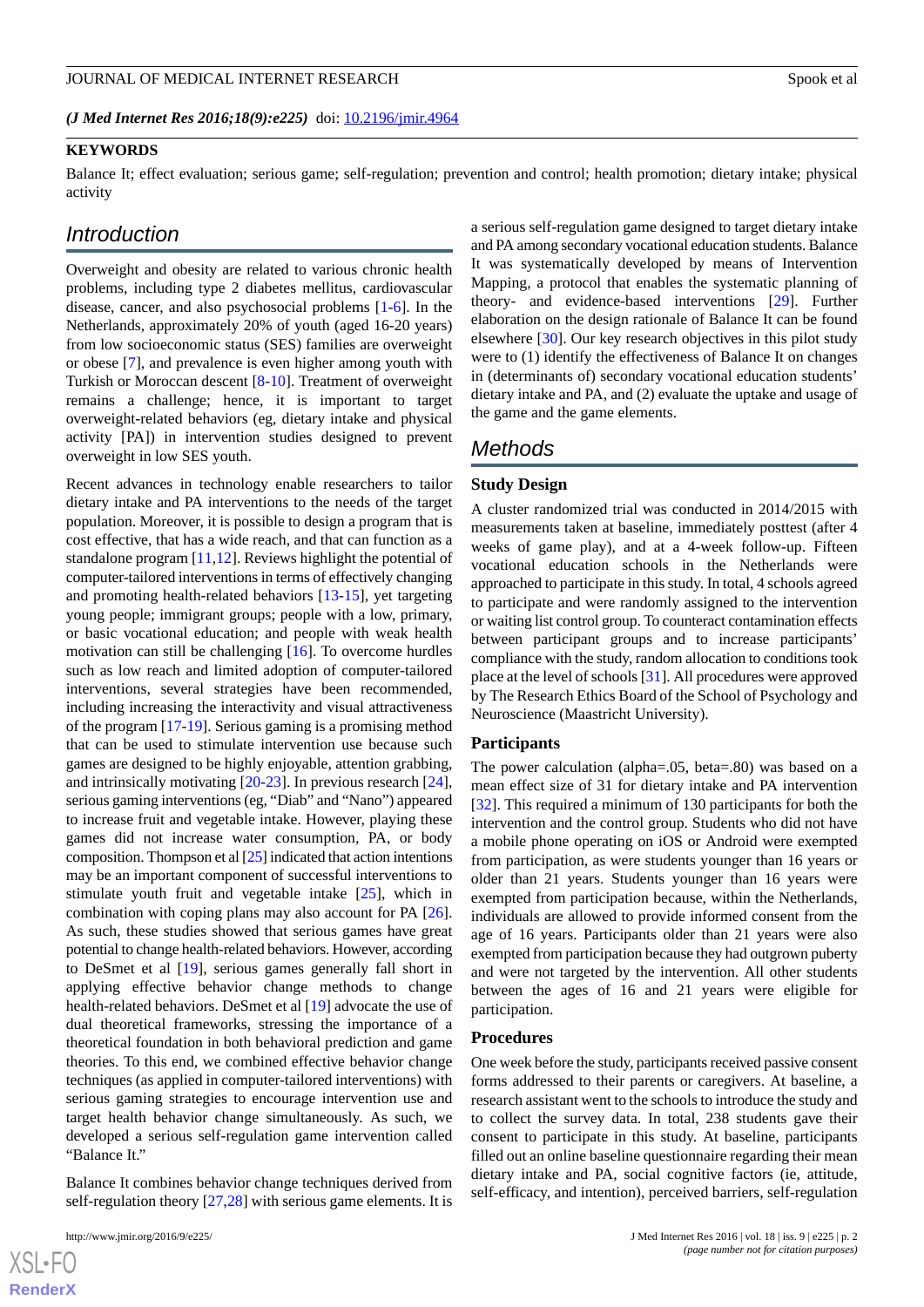(*J Med Internet Res 2016;18(9):e225*) doi: 10.2196/jmir.4964

**KEYWORDS**

Balance It; effect evaluation; serious game; self-regulation; prevention and control; health promotion; dietary intake; physical activity

## Introduction

Overweight and obesity are related to various chronic health problems, including type 2 diabetes mellitus, cardiovascular disease, cancer, and also psychosocial problems [1-6]. In the Netherlands, approximately 20% of youth (aged 16-20 years) from low socioeconomic status (SES) families are overweight or obese [7], and prevalence is even higher among youth with Turkish or Moroccan descent [8-10]. Treatment of overweight remains a challenge; hence, it is important to target overweight-related behaviors (eg, dietary intake and physical activity [PA]) in intervention studies designed to prevent overweight in low SES youth.

Recent advances in technology enable researchers to tailor dietary intake and PA interventions to the needs of the target population. Moreover, it is possible to design a program that is cost effective, that has a wide reach, and that can function as a standalone program [11,12]. Reviews highlight the potential of computer-tailored interventions in terms of effectively changing and promoting health-related behaviors [13-15], yet targeting young people; immigrant groups; people with a low, primary, or basic vocational education; and people with weak health motivation can still be challenging [16]. To overcome hurdles such as low reach and limited adoption of computer-tailored interventions, several strategies have been recommended, including increasing the interactivity and visual attractiveness of the program [17-19]. Serious gaming is a promising method that can be used to stimulate intervention use because such games are designed to be highly enjoyable, attention grabbing, and intrinsically motivating [20-23]. In previous research [24], serious gaming interventions (eg, "Diab" and "Nano") appeared to increase fruit and vegetable intake. However, playing these games did not increase water consumption, PA, or body composition. Thompson et al [25] indicated that action intentions may be an important component of successful interventions to stimulate youth fruit and vegetable intake [25], which in combination with coping plans may also account for PA [26]. As such, these studies showed that serious games have great potential to change health-related behaviors. However, according to DeSmet et al [19], serious games generally fall short in applying effective behavior change methods to change health-related behaviors. DeSmet et al [19] advocate the use of dual theoretical frameworks, stressing the importance of a theoretical foundation in both behavioral prediction and game theories. To this end, we combined effective behavior change techniques (as applied in computer-tailored interventions) with serious gaming strategies to encourage intervention use and target health behavior change simultaneously. As such, we developed a serious self-regulation game intervention called "Balance It."

Balance It combines behavior change techniques derived from self-regulation theory [27,28] with serious game elements. It is a serious self-regulation game designed to target dietary intake and PA among secondary vocational education students. Balance It was systematically developed by means of Intervention Mapping, a protocol that enables the systematic planning of theory- and evidence-based interventions [29]. Further elaboration on the design rationale of Balance It can be found elsewhere [30]. Our key research objectives in this pilot study were to (1) identify the effectiveness of Balance It on changes in (determinants of) secondary vocational education students' dietary intake and PA, and (2) evaluate the uptake and usage of the game and the game elements.

## Methods

### Study Design

A cluster randomized trial was conducted in 2014/2015 with measurements taken at baseline, immediately posttest (after 4 weeks of game play), and at a 4-week follow-up. Fifteen vocational education schools in the Netherlands were approached to participate in this study. In total, 4 schools agreed to participate and were randomly assigned to the intervention or waiting list control group. To counteract contamination effects between participant groups and to increase participants' compliance with the study, random allocation to conditions took place at the level of schools [31]. All procedures were approved by The Research Ethics Board of the School of Psychology and Neuroscience (Maastricht University).

### Participants

The power calculation (alpha=.05, beta=.80) was based on a mean effect size of 31 for dietary intake and PA intervention [32]. This required a minimum of 130 participants for both the intervention and the control group. Students who did not have a mobile phone operating on iOS or Android were exempted from participation, as were students younger than 16 years or older than 21 years. Students younger than 16 years were exempted from participation because, within the Netherlands, individuals are allowed to provide informed consent from the age of 16 years. Participants older than 21 years were also exempted from participation because they had outgrown puberty and were not targeted by the intervention. All other students between the ages of 16 and 21 years were eligible for participation.

### Procedures

One week before the study, participants received passive consent forms addressed to their parents or caregivers. At baseline, a research assistant went to the schools to introduce the study and to collect the survey data. In total, 238 students gave their consent to participate in this study. At baseline, participants filled out an online baseline questionnaire regarding their mean dietary intake and PA, social cognitive factors (ie, attitude, self-efficacy, and intention), perceived barriers, self-regulation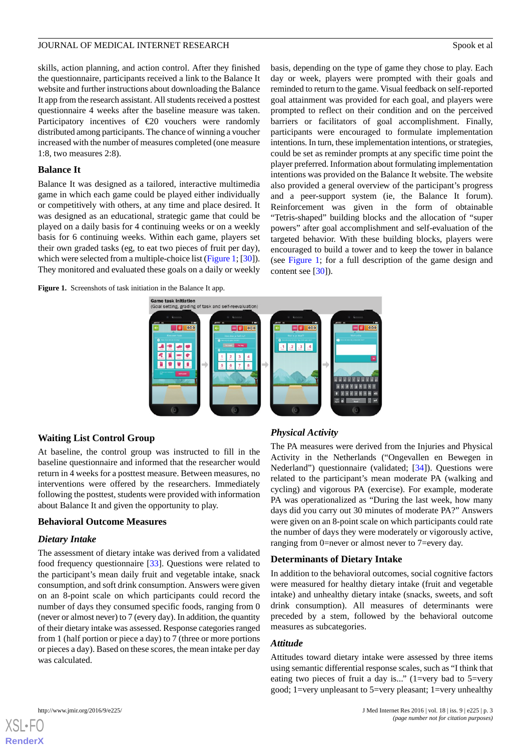skills, action planning, and action control. After they finished the questionnaire, participants received a link to the Balance It website and further instructions about downloading the Balance It app from the research assistant. All students received a posttest questionnaire 4 weeks after the baseline measure was taken. Participatory incentives of €20 vouchers were randomly distributed among participants. The chance of winning a voucher increased with the number of measures completed (one measure 1:8, two measures 2:8).

## Balance It

Balance It was designed as a tailored, interactive multimedia game in which each game could be played either individually or competitively with others, at any time and place desired. It was designed as an educational, strategic game that could be played on a daily basis for 4 continuing weeks or on a weekly basis for 6 continuing weeks. Within each game, players set their own graded tasks (eg, to eat two pieces of fruit per day), which were selected from a multiple-choice list (Figure 1; [30]). They monitored and evaluated these goals on a daily or weekly basis, depending on the type of game they chose to play. Each day or week, players were prompted with their goals and reminded to return to the game. Visual feedback on self-reported goal attainment was provided for each goal, and players were prompted to reflect on their condition and on the perceived barriers or facilitators of goal accomplishment. Finally, participants were encouraged to formulate implementation intentions. In turn, these implementation intentions, or strategies, could be set as reminder prompts at any specific time point the player preferred. Information about formulating implementation intentions was provided on the Balance It website. The website also provided a general overview of the participant's progress and a peer-support system (ie, the Balance It forum). Reinforcement was given in the form of obtainable "Tetris-shaped" building blocks and the allocation of "super powers" after goal accomplishment and self-evaluation of the targeted behavior. With these building blocks, players were encouraged to build a tower and to keep the tower in balance (see Figure 1; for a full description of the game design and content see [30]).

**Figure 1.** Screenshots of task initiation in the Balance It app.

## Waiting List Control Group

At baseline, the control group was instructed to fill in the baseline questionnaire and informed that the researcher would return in 4 weeks for a posttest measure. Between measures, no interventions were offered by the researchers. Immediately following the posttest, students were provided with information about Balance It and given the opportunity to play.

## Behavioral Outcome Measures

### *Dietary Intake*

The assessment of dietary intake was derived from a validated food frequency questionnaire [33]. Questions were related to the participant's mean daily fruit and vegetable intake, snack consumption, and soft drink consumption. Answers were given on an 8-point scale on which participants could record the number of days they consumed specific foods, ranging from 0 (never or almost never) to 7 (every day). In addition, the quantity of their dietary intake was assessed. Response categories ranged from 1 (half portion or piece a day) to 7 (three or more portions or pieces a day). Based on these scores, the mean intake per day was calculated.

### *Physical Activity*

The PA measures were derived from the Injuries and Physical Activity in the Netherlands ("Ongevallen en Bewegen in Nederland") questionnaire (validated; [34]). Questions were related to the participant's mean moderate PA (walking and cycling) and vigorous PA (exercise). For example, moderate PA was operationalized as "During the last week, how many days did you carry out 30 minutes of moderate PA?" Answers were given on an 8-point scale on which participants could rate the number of days they were moderately or vigorously active, ranging from 0=never or almost never to 7=every day.

## Determinants of Dietary Intake

In addition to the behavioral outcomes, social cognitive factors were measured for healthy dietary intake (fruit and vegetable intake) and unhealthy dietary intake (snacks, sweets, and soft drink consumption). All measures of determinants were preceded by a stem, followed by the behavioral outcome measures as subcategories.

### *Attitude*

Attitudes toward dietary intake were assessed by three items using semantic differential response scales, such as "I think that eating two pieces of fruit a day is..." (1=very bad to 5=very good; 1=very unpleasant to 5=very pleasant; 1=very unhealthy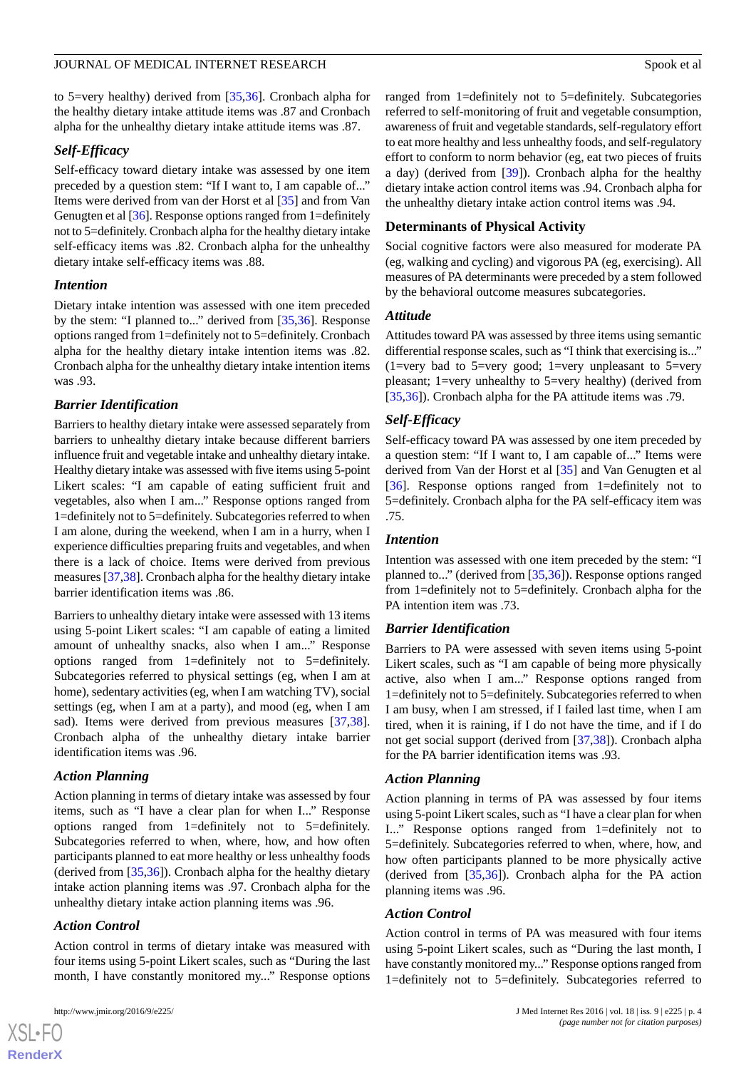to 5=very healthy) derived from [35,36]. Cronbach alpha for the healthy dietary intake attitude items was .87 and Cronbach alpha for the unhealthy dietary intake attitude items was .87.

### *Self-Efficacy*

Self-efficacy toward dietary intake was assessed by one item preceded by a question stem: “If I want to, I am capable of...” Items were derived from van der Horst et al [35] and from Van Genugten et al [36]. Response options ranged from 1=definitely not to 5=definitely. Cronbach alpha for the healthy dietary intake self-efficacy items was .82. Cronbach alpha for the unhealthy dietary intake self-efficacy items was .88.

### *Intention*

Dietary intake intention was assessed with one item preceded by the stem: “I planned to...” derived from [35,36]. Response options ranged from 1=definitely not to 5=definitely. Cronbach alpha for the healthy dietary intake intention items was .82. Cronbach alpha for the unhealthy dietary intake intention items was .93.

### *Barrier Identification*

Barriers to healthy dietary intake were assessed separately from barriers to unhealthy dietary intake because different barriers influence fruit and vegetable intake and unhealthy dietary intake. Healthy dietary intake was assessed with five items using 5-point Likert scales: “I am capable of eating sufficient fruit and vegetables, also when I am...” Response options ranged from 1=definitely not to 5=definitely. Subcategories referred to when I am alone, during the weekend, when I am in a hurry, when I experience difficulties preparing fruits and vegetables, and when there is a lack of choice. Items were derived from previous measures [37,38]. Cronbach alpha for the healthy dietary intake barrier identification items was .86.

Barriers to unhealthy dietary intake were assessed with 13 items using 5-point Likert scales: “I am capable of eating a limited amount of unhealthy snacks, also when I am...” Response options ranged from 1=definitely not to 5=definitely. Subcategories referred to physical settings (eg, when I am at home), sedentary activities (eg, when I am watching TV), social settings (eg, when I am at a party), and mood (eg, when I am sad). Items were derived from previous measures [37,38]. Cronbach alpha of the unhealthy dietary intake barrier identification items was .96.

### *Action Planning*

Action planning in terms of dietary intake was assessed by four items, such as “I have a clear plan for when I...” Response options ranged from 1=definitely not to 5=definitely. Subcategories referred to when, where, how, and how often participants planned to eat more healthy or less unhealthy foods (derived from [35,36]). Cronbach alpha for the healthy dietary intake action planning items was .97. Cronbach alpha for the unhealthy dietary intake action planning items was .96.

### *Action Control*

Action control in terms of dietary intake was measured with four items using 5-point Likert scales, such as “During the last month, I have constantly monitored my...” Response options ranged from 1=definitely not to 5=definitely. Subcategories referred to self-monitoring of fruit and vegetable consumption, awareness of fruit and vegetable standards, self-regulatory effort to eat more healthy and less unhealthy foods, and self-regulatory effort to conform to norm behavior (eg, eat two pieces of fruits a day) (derived from [39]). Cronbach alpha for the healthy dietary intake action control items was .94. Cronbach alpha for the unhealthy dietary intake action control items was .94.

## Determinants of Physical Activity

Social cognitive factors were also measured for moderate PA (eg, walking and cycling) and vigorous PA (eg, exercising). All measures of PA determinants were preceded by a stem followed by the behavioral outcome measures subcategories.

### *Attitude*

Attitudes toward PA was assessed by three items using semantic differential response scales, such as “I think that exercising is...” (1=very bad to 5=very good; 1=very unpleasant to 5=very pleasant; 1=very unhealthy to 5=very healthy) (derived from [35,36]). Cronbach alpha for the PA attitude items was .79.

### *Self-Efficacy*

Self-efficacy toward PA was assessed by one item preceded by a question stem: “If I want to, I am capable of...” Items were derived from Van der Horst et al [35] and Van Genugten et al [36]. Response options ranged from 1=definitely not to 5=definitely. Cronbach alpha for the PA self-efficacy item was .75.

### *Intention*

Intention was assessed with one item preceded by the stem: “I planned to...” (derived from [35,36]). Response options ranged from 1=definitely not to 5=definitely. Cronbach alpha for the PA intention item was .73.

### *Barrier Identification*

Barriers to PA were assessed with seven items using 5-point Likert scales, such as “I am capable of being more physically active, also when I am...” Response options ranged from 1=definitely not to 5=definitely. Subcategories referred to when I am busy, when I am stressed, if I failed last time, when I am tired, when it is raining, if I do not have the time, and if I do not get social support (derived from [37,38]). Cronbach alpha for the PA barrier identification items was .93.

### *Action Planning*

Action planning in terms of PA was assessed by four items using 5-point Likert scales, such as “I have a clear plan for when I...” Response options ranged from 1=definitely not to 5=definitely. Subcategories referred to when, where, how, and how often participants planned to be more physically active (derived from [35,36]). Cronbach alpha for the PA action planning items was .96.

### *Action Control*

Action control in terms of PA was measured with four items using 5-point Likert scales, such as “During the last month, I have constantly monitored my...” Response options ranged from 1=definitely not to 5=definitely. Subcategories referred to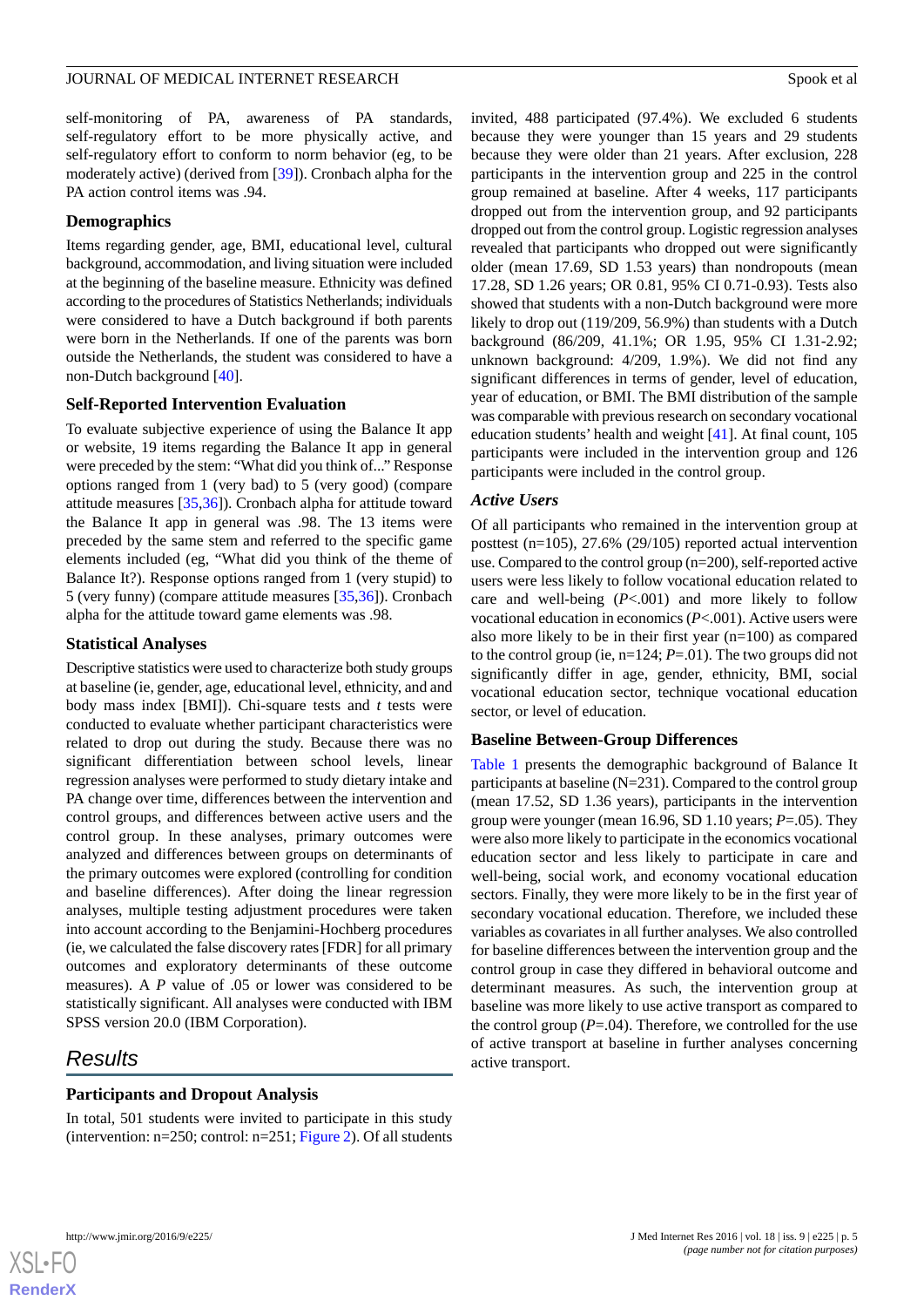self-monitoring of PA, awareness of PA standards, self-regulatory effort to be more physically active, and self-regulatory effort to conform to norm behavior (eg, to be moderately active) (derived from [39]). Cronbach alpha for the PA action control items was .94.

### Demographics

Items regarding gender, age, BMI, educational level, cultural background, accommodation, and living situation were included at the beginning of the baseline measure. Ethnicity was defined according to the procedures of Statistics Netherlands; individuals were considered to have a Dutch background if both parents were born in the Netherlands. If one of the parents was born outside the Netherlands, the student was considered to have a non-Dutch background [40].

### Self-Reported Intervention Evaluation

To evaluate subjective experience of using the Balance It app or website, 19 items regarding the Balance It app in general were preceded by the stem: "What did you think of..." Response options ranged from 1 (very bad) to 5 (very good) (compare attitude measures [35,36]). Cronbach alpha for attitude toward the Balance It app in general was .98. The 13 items were preceded by the same stem and referred to the specific game elements included (eg, "What did you think of the theme of Balance It?). Response options ranged from 1 (very stupid) to 5 (very funny) (compare attitude measures [35,36]). Cronbach alpha for the attitude toward game elements was .98.

### Statistical Analyses

Descriptive statistics were used to characterize both study groups at baseline (ie, gender, age, educational level, ethnicity, and and body mass index [BMI]). Chi-square tests and *t* tests were conducted to evaluate whether participant characteristics were related to drop out during the study. Because there was no significant differentiation between school levels, linear regression analyses were performed to study dietary intake and PA change over time, differences between the intervention and control groups, and differences between active users and the control group. In these analyses, primary outcomes were analyzed and differences between groups on determinants of the primary outcomes were explored (controlling for condition and baseline differences). After doing the linear regression analyses, multiple testing adjustment procedures were taken into account according to the Benjamini-Hochberg procedures (ie, we calculated the false discovery rates [FDR] for all primary outcomes and exploratory determinants of these outcome measures). A *P* value of .05 or lower was considered to be statistically significant. All analyses were conducted with IBM SPSS version 20.0 (IBM Corporation).

## Results

### Participants and Dropout Analysis

In total, 501 students were invited to participate in this study (intervention: n=250; control: n=251; Figure 2). Of all students invited, 488 participated (97.4%). We excluded 6 students because they were younger than 15 years and 29 students because they were older than 21 years. After exclusion, 228 participants in the intervention group and 225 in the control group remained at baseline. After 4 weeks, 117 participants dropped out from the intervention group, and 92 participants dropped out from the control group. Logistic regression analyses revealed that participants who dropped out were significantly older (mean 17.69, SD 1.53 years) than nondropouts (mean 17.28, SD 1.26 years; OR 0.81, 95% CI 0.71-0.93). Tests also showed that students with a non-Dutch background were more likely to drop out (119/209, 56.9%) than students with a Dutch background (86/209, 41.1%; OR 1.95, 95% CI 1.31-2.92; unknown background: 4/209, 1.9%). We did not find any significant differences in terms of gender, level of education, year of education, or BMI. The BMI distribution of the sample was comparable with previous research on secondary vocational education students' health and weight [41]. At final count, 105 participants were included in the intervention group and 126 participants were included in the control group.

### Active Users

Of all participants who remained in the intervention group at posttest (n=105), 27.6% (29/105) reported actual intervention use. Compared to the control group (n=200), self-reported active users were less likely to follow vocational education related to care and well-being (*P*<.001) and more likely to follow vocational education in economics (*P*<.001). Active users were also more likely to be in their first year (n=100) as compared to the control group (ie, n=124; *P*=.01). The two groups did not significantly differ in age, gender, ethnicity, BMI, social vocational education sector, technique vocational education sector, or level of education.

### Baseline Between-Group Differences

Table 1 presents the demographic background of Balance It participants at baseline (N=231). Compared to the control group (mean 17.52, SD 1.36 years), participants in the intervention group were younger (mean 16.96, SD 1.10 years; *P*=.05). They were also more likely to participate in the economics vocational education sector and less likely to participate in care and well-being, social work, and economy vocational education sectors. Finally, they were more likely to be in the first year of secondary vocational education. Therefore, we included these variables as covariates in all further analyses. We also controlled for baseline differences between the intervention group and the control group in case they differed in behavioral outcome and determinant measures. As such, the intervention group at baseline was more likely to use active transport as compared to the control group (*P*=.04). Therefore, we controlled for the use of active transport at baseline in further analyses concerning active transport.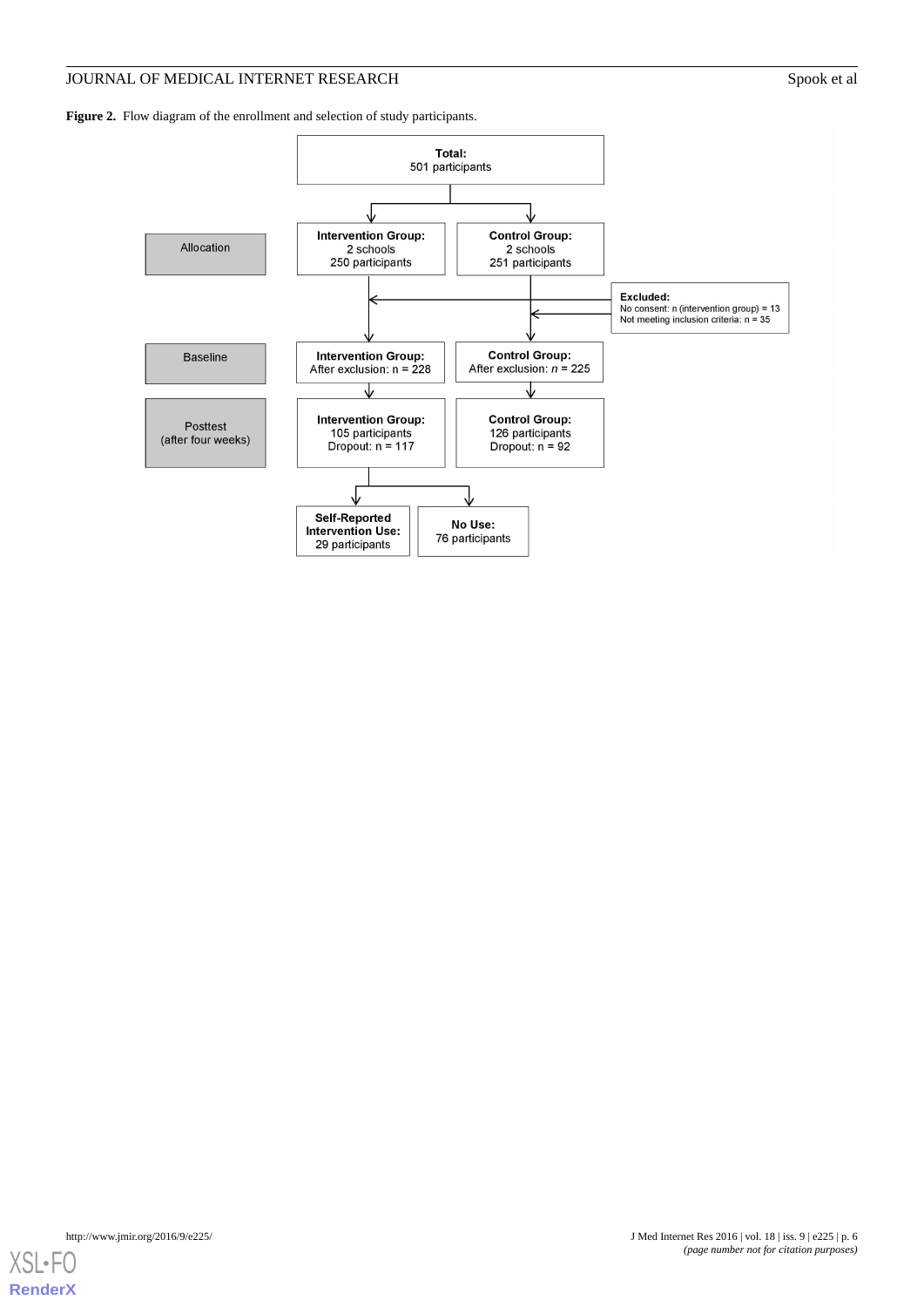**Figure 2.** Flow diagram of the enrollment and selection of study participants.

**Total:** 501 participants

**Allocation**

- **Intervention Group:** 2 schools, 250 participants
- **Control Group:** 2 schools, 251 participants

**Excluded:**
No consent: n (intervention group) = 13
Not meeting inclusion criteria: n = 35

**Baseline**

- **Intervention Group:** After exclusion: n = 228
- **Control Group:** After exclusion: *n* = 225

**Posttest (after four weeks)**

- **Intervention Group:** 105 participants, Dropout: n = 117
- **Control Group:** 126 participants, Dropout: n = 92

**Self-Reported Intervention Use:** 29 participants

**No Use:** 76 participants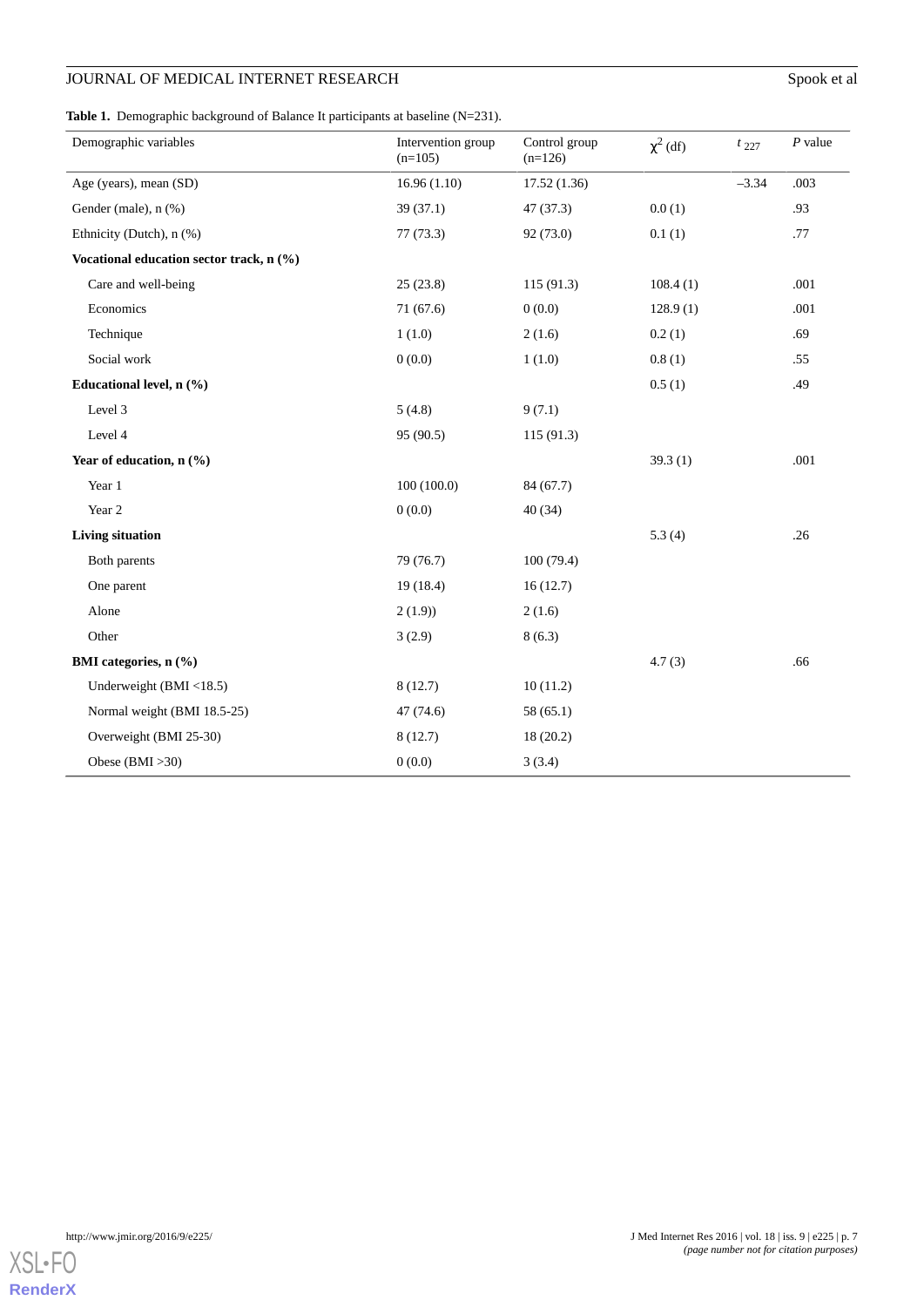**Table 1.** Demographic background of Balance It participants at baseline (N=231).

| Demographic variables | Intervention group (n=105) | Control group (n=126) | $\chi^2$ (df) | $t_{227}$ | *P* value |
|---|---|---|---|---|---|
| Age (years), mean (SD) | 16.96 (1.10) | 17.52 (1.36) | | –3.34 | .003 |
| Gender (male), n (%) | 39 (37.1) | 47 (37.3) | 0.0 (1) | | .93 |
| Ethnicity (Dutch), n (%) | 77 (73.3) | 92 (73.0) | 0.1 (1) | | .77 |
| **Vocational education sector track, n (%)** | | | | | |
| Care and well-being | 25 (23.8) | 115 (91.3) | 108.4 (1) | | .001 |
| Economics | 71 (67.6) | 0 (0.0) | 128.9 (1) | | .001 |
| Technique | 1 (1.0) | 2 (1.6) | 0.2 (1) | | .69 |
| Social work | 0 (0.0) | 1 (1.0) | 0.8 (1) | | .55 |
| **Educational level, n (%)** | | | 0.5 (1) | | .49 |
| Level 3 | 5 (4.8) | 9 (7.1) | | | |
| Level 4 | 95 (90.5) | 115 (91.3) | | | |
| **Year of education, n (%)** | | | 39.3 (1) | | .001 |
| Year 1 | 100 (100.0) | 84 (67.7) | | | |
| Year 2 | 0 (0.0) | 40 (34) | | | |
| **Living situation** | | | 5.3 (4) | | .26 |
| Both parents | 79 (76.7) | 100 (79.4) | | | |
| One parent | 19 (18.4) | 16 (12.7) | | | |
| Alone | 2 (1.9)) | 2 (1.6) | | | |
| Other | 3 (2.9) | 8 (6.3) | | | |
| **BMI categories, n (%)** | | | 4.7 (3) | | .66 |
| Underweight (BMI <18.5) | 8 (12.7) | 10 (11.2) | | | |
| Normal weight (BMI 18.5-25) | 47 (74.6) | 58 (65.1) | | | |
| Overweight (BMI 25-30) | 8 (12.7) | 18 (20.2) | | | |
| Obese (BMI >30) | 0 (0.0) | 3 (3.4) | | | |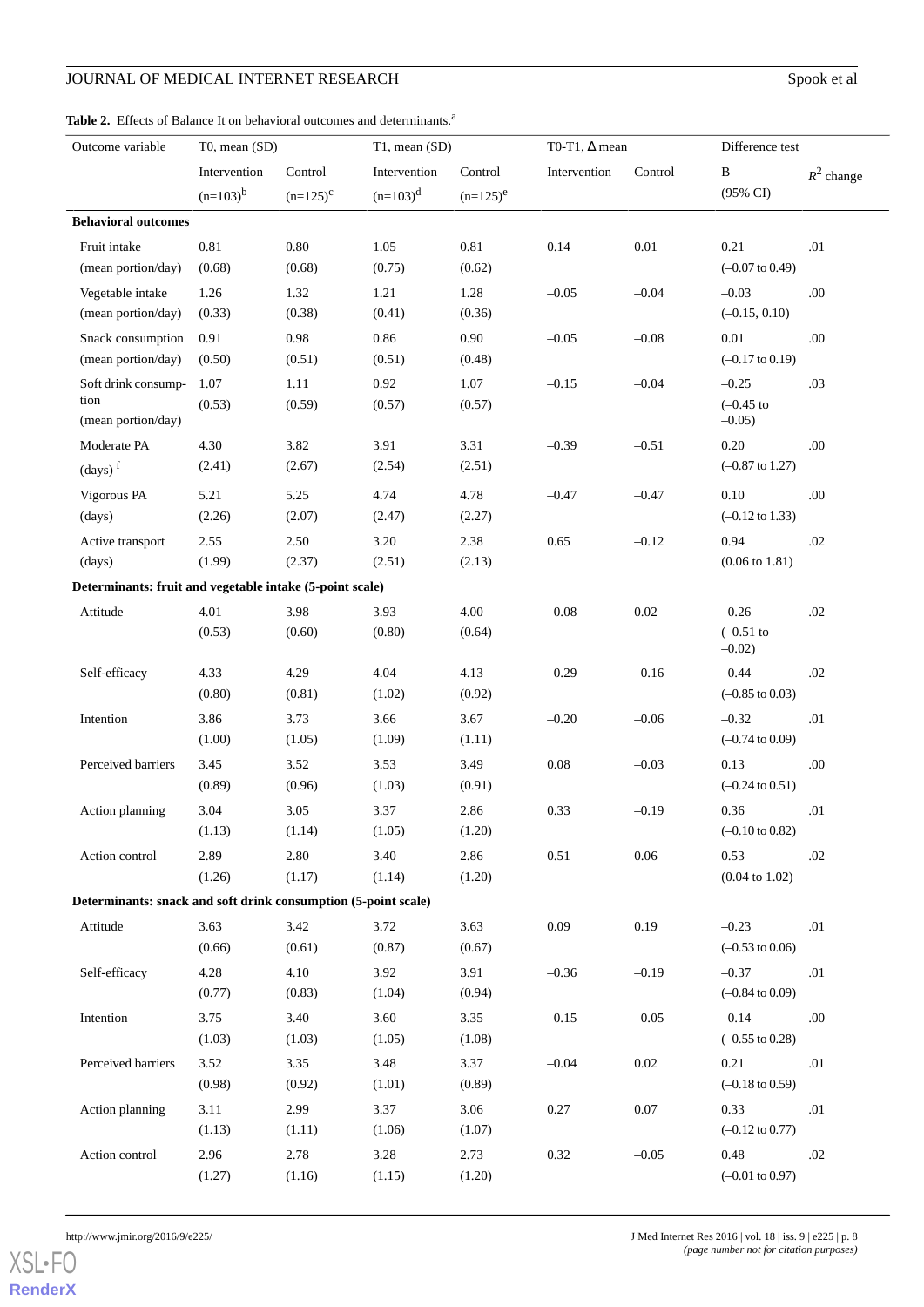**Table 2.** Effects of Balance It on behavioral outcomes and determinants.[a]

| Outcome variable | T0, mean (SD) | | T1, mean (SD) | | T0-T1, Δ mean | | Difference test | |
|---|---|---|---|---|---|---|---|---|
| | Intervention (n=103)[b] | Control (n=125)[c] | Intervention (n=103)[d] | Control (n=125)[e] | Intervention | Control | B (95% CI) | $R^2$ change |
| **Behavioral outcomes** | | | | | | | | |
| Fruit intake (mean portion/day) | 0.81 (0.68) | 0.80 (0.68) | 1.05 (0.75) | 0.81 (0.62) | 0.14 | 0.01 | 0.21 (–0.07 to 0.49) | .01 |
| Vegetable intake (mean portion/day) | 1.26 (0.33) | 1.32 (0.38) | 1.21 (0.41) | 1.28 (0.36) | –0.05 | –0.04 | –0.03 (–0.15, 0.10) | .00 |
| Snack consumption (mean portion/day) | 0.91 (0.50) | 0.98 (0.51) | 0.86 (0.51) | 0.90 (0.48) | –0.05 | –0.08 | 0.01 (–0.17 to 0.19) | .00 |
| Soft drink consumption (mean portion/day) | 1.07 (0.53) | 1.11 (0.59) | 0.92 (0.57) | 1.07 (0.57) | –0.15 | –0.04 | –0.25 (–0.45 to –0.05) | .03 |
| Moderate PA (days)[f] | 4.30 (2.41) | 3.82 (2.67) | 3.91 (2.54) | 3.31 (2.51) | –0.39 | –0.51 | 0.20 (–0.87 to 1.27) | .00 |
| Vigorous PA (days) | 5.21 (2.26) | 5.25 (2.07) | 4.74 (2.47) | 4.78 (2.27) | –0.47 | –0.47 | 0.10 (–0.12 to 1.33) | .00 |
| Active transport (days) | 2.55 (1.99) | 2.50 (2.37) | 3.20 (2.51) | 2.38 (2.13) | 0.65 | –0.12 | 0.94 (0.06 to 1.81) | .02 |
| **Determinants: fruit and vegetable intake (5-point scale)** | | | | | | | | |
| Attitude | 4.01 (0.53) | 3.98 (0.60) | 3.93 (0.80) | 4.00 (0.64) | –0.08 | 0.02 | –0.26 (–0.51 to –0.02) | .02 |
| Self-efficacy | 4.33 (0.80) | 4.29 (0.81) | 4.04 (1.02) | 4.13 (0.92) | –0.29 | –0.16 | –0.44 (–0.85 to 0.03) | .02 |
| Intention | 3.86 (1.00) | 3.73 (1.05) | 3.66 (1.09) | 3.67 (1.11) | –0.20 | –0.06 | –0.32 (–0.74 to 0.09) | .01 |
| Perceived barriers | 3.45 (0.89) | 3.52 (0.96) | 3.53 (1.03) | 3.49 (0.91) | 0.08 | –0.03 | 0.13 (–0.24 to 0.51) | .00 |
| Action planning | 3.04 (1.13) | 3.05 (1.14) | 3.37 (1.05) | 2.86 (1.20) | 0.33 | –0.19 | 0.36 (–0.10 to 0.82) | .01 |
| Action control | 2.89 (1.26) | 2.80 (1.17) | 3.40 (1.14) | 2.86 (1.20) | 0.51 | 0.06 | 0.53 (0.04 to 1.02) | .02 |
| **Determinants: snack and soft drink consumption (5-point scale)** | | | | | | | | |
| Attitude | 3.63 (0.66) | 3.42 (0.61) | 3.72 (0.87) | 3.63 (0.67) | 0.09 | 0.19 | –0.23 (–0.53 to 0.06) | .01 |
| Self-efficacy | 4.28 (0.77) | 4.10 (0.83) | 3.92 (1.04) | 3.91 (0.94) | –0.36 | –0.19 | –0.37 (–0.84 to 0.09) | .01 |
| Intention | 3.75 (1.03) | 3.40 (1.03) | 3.60 (1.05) | 3.35 (1.08) | –0.15 | –0.05 | –0.14 (–0.55 to 0.28) | .00 |
| Perceived barriers | 3.52 (0.98) | 3.35 (0.92) | 3.48 (1.01) | 3.37 (0.89) | –0.04 | 0.02 | 0.21 (–0.18 to 0.59) | .01 |
| Action planning | 3.11 (1.13) | 2.99 (1.11) | 3.37 (1.06) | 3.06 (1.07) | 0.27 | 0.07 | 0.33 (–0.12 to 0.77) | .01 |
| Action control | 2.96 (1.27) | 2.78 (1.16) | 3.28 (1.15) | 2.73 (1.20) | 0.32 | –0.05 | 0.48 (–0.01 to 0.97) | .02 |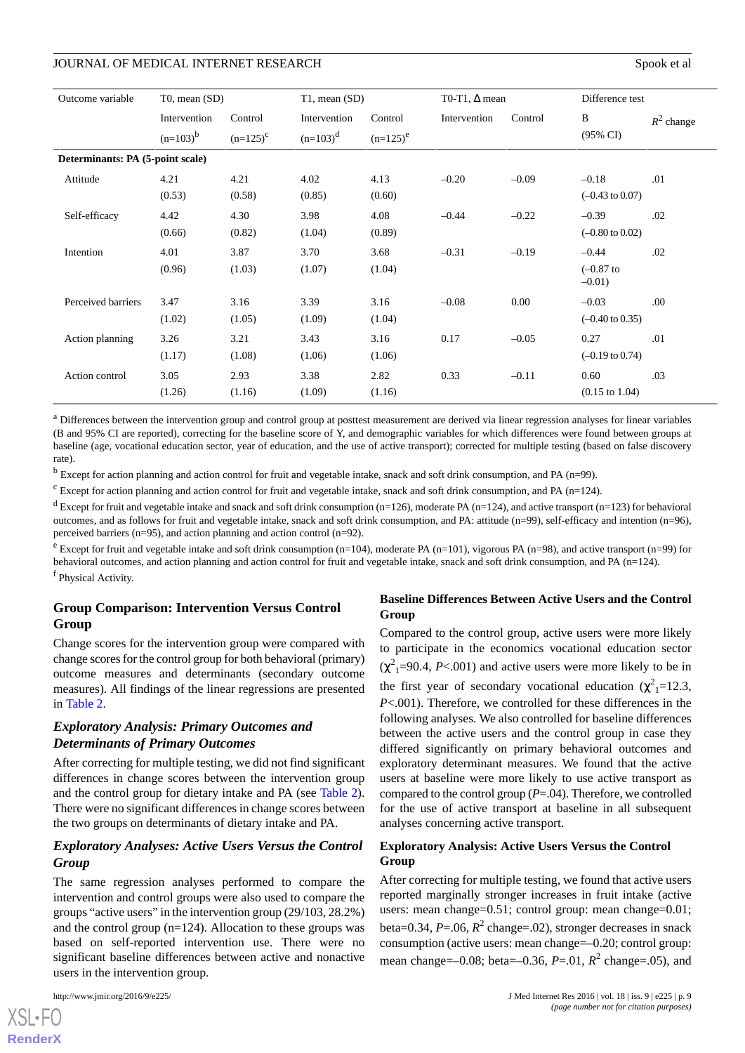| Outcome variable | T0, mean (SD) | | T1, mean (SD) | | T0-T1, Δ mean | | Difference test | |
|---|---|---|---|---|---|---|---|---|
| | Intervention (n=103)[b] | Control (n=125)[c] | Intervention (n=103)[d] | Control (n=125)[e] | Intervention | Control | B (95% CI) | $R^2$ change |
| **Determinants: PA (5-point scale)** | | | | | | | | |
| Attitude | 4.21 (0.53) | 4.21 (0.58) | 4.02 (0.85) | 4.13 (0.60) | –0.20 | –0.09 | –0.18 (–0.43 to 0.07) | .01 |
| Self-efficacy | 4.42 (0.66) | 4.30 (0.82) | 3.98 (1.04) | 4.08 (0.89) | –0.44 | –0.22 | –0.39 (–0.80 to 0.02) | .02 |
| Intention | 4.01 (0.96) | 3.87 (1.03) | 3.70 (1.07) | 3.68 (1.04) | –0.31 | –0.19 | –0.44 (–0.87 to –0.01) | .02 |
| Perceived barriers | 3.47 (1.02) | 3.16 (1.05) | 3.39 (1.09) | 3.16 (1.04) | –0.08 | 0.00 | –0.03 (–0.40 to 0.35) | .00 |
| Action planning | 3.26 (1.17) | 3.21 (1.08) | 3.43 (1.06) | 3.16 (1.06) | 0.17 | –0.05 | 0.27 (–0.19 to 0.74) | .01 |
| Action control | 3.05 (1.26) | 2.93 (1.16) | 3.38 (1.09) | 2.82 (1.16) | 0.33 | –0.11 | 0.60 (0.15 to 1.04) | .03 |

[a] Differences between the intervention group and control group at posttest measurement are derived via linear regression analyses for linear variables (B and 95% CI are reported), correcting for the baseline score of Y, and demographic variables for which differences were found between groups at baseline (age, vocational education sector, year of education, and the use of active transport); corrected for multiple testing (based on false discovery rate).

[b] Except for action planning and action control for fruit and vegetable intake, snack and soft drink consumption, and PA (n=99).

[c] Except for action planning and action control for fruit and vegetable intake, snack and soft drink consumption, and PA (n=124).

[d] Except for fruit and vegetable intake and snack and soft drink consumption (n=126), moderate PA (n=124), and active transport (n=123) for behavioral outcomes, and as follows for fruit and vegetable intake, snack and soft drink consumption, and PA: attitude (n=99), self-efficacy and intention (n=96), perceived barriers (n=95), and action planning and action control (n=92).

[e] Except for fruit and vegetable intake and soft drink consumption (n=104), moderate PA (n=101), vigorous PA (n=98), and active transport (n=99) for behavioral outcomes, and action planning and action control for fruit and vegetable intake, snack and soft drink consumption, and PA (n=124).

[f] Physical Activity.

### Group Comparison: Intervention Versus Control Group

Change scores for the intervention group were compared with change scores for the control group for both behavioral (primary) outcome measures and determinants (secondary outcome measures). All findings of the linear regressions are presented in Table 2.

#### *Exploratory Analysis: Primary Outcomes and Determinants of Primary Outcomes*

After correcting for multiple testing, we did not find significant differences in change scores between the intervention group and the control group for dietary intake and PA (see Table 2). There were no significant differences in change scores between the two groups on determinants of dietary intake and PA.

#### *Exploratory Analyses: Active Users Versus the Control Group*

The same regression analyses performed to compare the intervention and control groups were also used to compare the groups "active users" in the intervention group (29/103, 28.2%) and the control group (n=124). Allocation to these groups was based on self-reported intervention use. There were no significant baseline differences between active and nonactive users in the intervention group.

### Baseline Differences Between Active Users and the Control Group

Compared to the control group, active users were more likely to participate in the economics vocational education sector ($\chi^2_1$=90.4, *P*<.001) and active users were more likely to be in the first year of secondary vocational education ($\chi^2_1$=12.3, *P*<.001). Therefore, we controlled for these differences in the following analyses. We also controlled for baseline differences between the active users and the control group in case they differed significantly on primary behavioral outcomes and exploratory determinant measures. We found that the active users at baseline were more likely to use active transport as compared to the control group (*P*=.04). Therefore, we controlled for the use of active transport at baseline in all subsequent analyses concerning active transport.

### Exploratory Analysis: Active Users Versus the Control Group

After correcting for multiple testing, we found that active users reported marginally stronger increases in fruit intake (active users: mean change=0.51; control group: mean change=0.01; beta=0.34, *P*=.06, $R^2$ change=.02), stronger decreases in snack consumption (active users: mean change=–0.20; control group: mean change=–0.08; beta=–0.36, *P*=.01, $R^2$ change=.05), and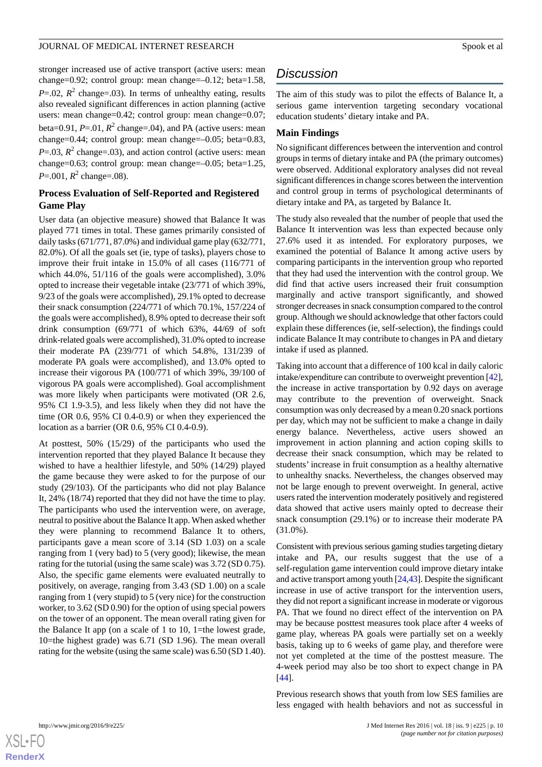stronger increased use of active transport (active users: mean change=0.92; control group: mean change=–0.12; beta=1.58, $P$=.02, $R^2$ change=.03). In terms of unhealthy eating, results also revealed significant differences in action planning (active users: mean change=0.42; control group: mean change=0.07; beta=0.91, $P$=.01, $R^2$ change=.04), and PA (active users: mean change=0.44; control group: mean change=–0.05; beta=0.83, $P$=.03, $R^2$ change=.03), and action control (active users: mean change=0.63; control group: mean change=–0.05; beta=1.25, $P$=.001, $R^2$ change=.08).

### Process Evaluation of Self-Reported and Registered Game Play

User data (an objective measure) showed that Balance It was played 771 times in total. These games primarily consisted of daily tasks (671/771, 87.0%) and individual game play (632/771, 82.0%). Of all the goals set (ie, type of tasks), players chose to improve their fruit intake in 15.0% of all cases (116/771 of which 44.0%, 51/116 of the goals were accomplished), 3.0% opted to increase their vegetable intake (23/771 of which 39%, 9/23 of the goals were accomplished), 29.1% opted to decrease their snack consumption (224/771 of which 70.1%, 157/224 of the goals were accomplished), 8.9% opted to decrease their soft drink consumption (69/771 of which 63%, 44/69 of soft drink-related goals were accomplished), 31.0% opted to increase their moderate PA (239/771 of which 54.8%, 131/239 of moderate PA goals were accomplished), and 13.0% opted to increase their vigorous PA (100/771 of which 39%, 39/100 of vigorous PA goals were accomplished). Goal accomplishment was more likely when participants were motivated (OR 2.6, 95% CI 1.9-3.5), and less likely when they did not have the time (OR 0.6, 95% CI 0.4-0.9) or when they experienced the location as a barrier (OR 0.6, 95% CI 0.4-0.9).

At posttest, 50% (15/29) of the participants who used the intervention reported that they played Balance It because they wished to have a healthier lifestyle, and 50% (14/29) played the game because they were asked to for the purpose of our study (29/103). Of the participants who did not play Balance It, 24% (18/74) reported that they did not have the time to play. The participants who used the intervention were, on average, neutral to positive about the Balance It app. When asked whether they were planning to recommend Balance It to others, participants gave a mean score of 3.14 (SD 1.03) on a scale ranging from 1 (very bad) to 5 (very good); likewise, the mean rating for the tutorial (using the same scale) was 3.72 (SD 0.75). Also, the specific game elements were evaluated neutrally to positively, on average, ranging from 3.43 (SD 1.00) on a scale ranging from 1 (very stupid) to 5 (very nice) for the construction worker, to 3.62 (SD 0.90) for the option of using special powers on the tower of an opponent. The mean overall rating given for the Balance It app (on a scale of 1 to 10, 1=the lowest grade, 10=the highest grade) was 6.71 (SD 1.96). The mean overall rating for the website (using the same scale) was 6.50 (SD 1.40).

## Discussion

The aim of this study was to pilot the effects of Balance It, a serious game intervention targeting secondary vocational education students' dietary intake and PA.

### Main Findings

No significant differences between the intervention and control groups in terms of dietary intake and PA (the primary outcomes) were observed. Additional exploratory analyses did not reveal significant differences in change scores between the intervention and control group in terms of psychological determinants of dietary intake and PA, as targeted by Balance It.

The study also revealed that the number of people that used the Balance It intervention was less than expected because only 27.6% used it as intended. For exploratory purposes, we examined the potential of Balance It among active users by comparing participants in the intervention group who reported that they had used the intervention with the control group. We did find that active users increased their fruit consumption marginally and active transport significantly, and showed stronger decreases in snack consumption compared to the control group. Although we should acknowledge that other factors could explain these differences (ie, self-selection), the findings could indicate Balance It may contribute to changes in PA and dietary intake if used as planned.

Taking into account that a difference of 100 kcal in daily caloric intake/expenditure can contribute to overweight prevention [42], the increase in active transportation by 0.92 days on average may contribute to the prevention of overweight. Snack consumption was only decreased by a mean 0.20 snack portions per day, which may not be sufficient to make a change in daily energy balance. Nevertheless, active users showed an improvement in action planning and action coping skills to decrease their snack consumption, which may be related to students' increase in fruit consumption as a healthy alternative to unhealthy snacks. Nevertheless, the changes observed may not be large enough to prevent overweight. In general, active users rated the intervention moderately positively and registered data showed that active users mainly opted to decrease their snack consumption (29.1%) or to increase their moderate PA (31.0%).

Consistent with previous serious gaming studies targeting dietary intake and PA, our results suggest that the use of a self-regulation game intervention could improve dietary intake and active transport among youth [24,43]. Despite the significant increase in use of active transport for the intervention users, they did not report a significant increase in moderate or vigorous PA. That we found no direct effect of the intervention on PA may be because posttest measures took place after 4 weeks of game play, whereas PA goals were partially set on a weekly basis, taking up to 6 weeks of game play, and therefore were not yet completed at the time of the posttest measure. The 4-week period may also be too short to expect change in PA [44].

Previous research shows that youth from low SES families are less engaged with health behaviors and not as successful in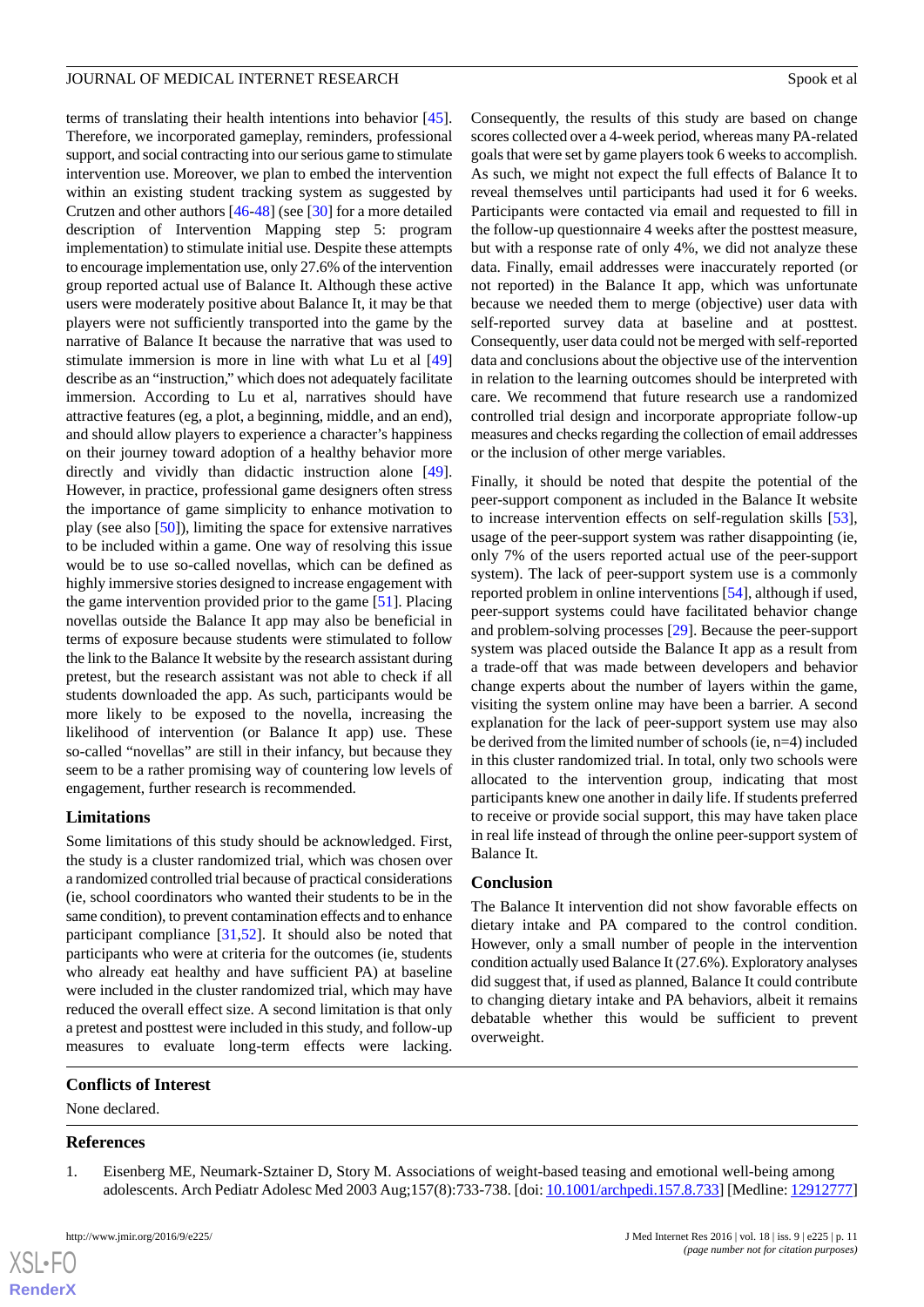terms of translating their health intentions into behavior [45]. Therefore, we incorporated gameplay, reminders, professional support, and social contracting into our serious game to stimulate intervention use. Moreover, we plan to embed the intervention within an existing student tracking system as suggested by Crutzen and other authors [46-48] (see [30] for a more detailed description of Intervention Mapping step 5: program implementation) to stimulate initial use. Despite these attempts to encourage implementation use, only 27.6% of the intervention group reported actual use of Balance It. Although these active users were moderately positive about Balance It, it may be that players were not sufficiently transported into the game by the narrative of Balance It because the narrative that was used to stimulate immersion is more in line with what Lu et al [49] describe as an "instruction," which does not adequately facilitate immersion. According to Lu et al, narratives should have attractive features (eg, a plot, a beginning, middle, and an end), and should allow players to experience a character's happiness on their journey toward adoption of a healthy behavior more directly and vividly than didactic instruction alone [49]. However, in practice, professional game designers often stress the importance of game simplicity to enhance motivation to play (see also [50]), limiting the space for extensive narratives to be included within a game. One way of resolving this issue would be to use so-called novellas, which can be defined as highly immersive stories designed to increase engagement with the game intervention provided prior to the game [51]. Placing novellas outside the Balance It app may also be beneficial in terms of exposure because students were stimulated to follow the link to the Balance It website by the research assistant during pretest, but the research assistant was not able to check if all students downloaded the app. As such, participants would be more likely to be exposed to the novella, increasing the likelihood of intervention (or Balance It app) use. These so-called "novellas" are still in their infancy, but because they seem to be a rather promising way of countering low levels of engagement, further research is recommended.

### Limitations

Some limitations of this study should be acknowledged. First, the study is a cluster randomized trial, which was chosen over a randomized controlled trial because of practical considerations (ie, school coordinators who wanted their students to be in the same condition), to prevent contamination effects and to enhance participant compliance [31,52]. It should also be noted that participants who were at criteria for the outcomes (ie, students who already eat healthy and have sufficient PA) at baseline were included in the cluster randomized trial, which may have reduced the overall effect size. A second limitation is that only a pretest and posttest were included in this study, and follow-up measures to evaluate long-term effects were lacking. Consequently, the results of this study are based on change scores collected over a 4-week period, whereas many PA-related goals that were set by game players took 6 weeks to accomplish. As such, we might not expect the full effects of Balance It to reveal themselves until participants had used it for 6 weeks. Participants were contacted via email and requested to fill in the follow-up questionnaire 4 weeks after the posttest measure, but with a response rate of only 4%, we did not analyze these data. Finally, email addresses were inaccurately reported (or not reported) in the Balance It app, which was unfortunate because we needed them to merge (objective) user data with self-reported survey data at baseline and at posttest. Consequently, user data could not be merged with self-reported data and conclusions about the objective use of the intervention in relation to the learning outcomes should be interpreted with care. We recommend that future research use a randomized controlled trial design and incorporate appropriate follow-up measures and checks regarding the collection of email addresses or the inclusion of other merge variables.

Finally, it should be noted that despite the potential of the peer-support component as included in the Balance It website to increase intervention effects on self-regulation skills [53], usage of the peer-support system was rather disappointing (ie, only 7% of the users reported actual use of the peer-support system). The lack of peer-support system use is a commonly reported problem in online interventions [54], although if used, peer-support systems could have facilitated behavior change and problem-solving processes [29]. Because the peer-support system was placed outside the Balance It app as a result from a trade-off that was made between developers and behavior change experts about the number of layers within the game, visiting the system online may have been a barrier. A second explanation for the lack of peer-support system use may also be derived from the limited number of schools (ie, n=4) included in this cluster randomized trial. In total, only two schools were allocated to the intervention group, indicating that most participants knew one another in daily life. If students preferred to receive or provide social support, this may have taken place in real life instead of through the online peer-support system of Balance It.

### Conclusion

The Balance It intervention did not show favorable effects on dietary intake and PA compared to the control condition. However, only a small number of people in the intervention condition actually used Balance It (27.6%). Exploratory analyses did suggest that, if used as planned, Balance It could contribute to changing dietary intake and PA behaviors, albeit it remains debatable whether this would be sufficient to prevent overweight.

## Conflicts of Interest

None declared.

## References

1. Eisenberg ME, Neumark-Sztainer D, Story M. Associations of weight-based teasing and emotional well-being among adolescents. Arch Pediatr Adolesc Med 2003 Aug;157(8):733-738. [doi: 10.1001/archpedi.157.8.733] [Medline: 12912777]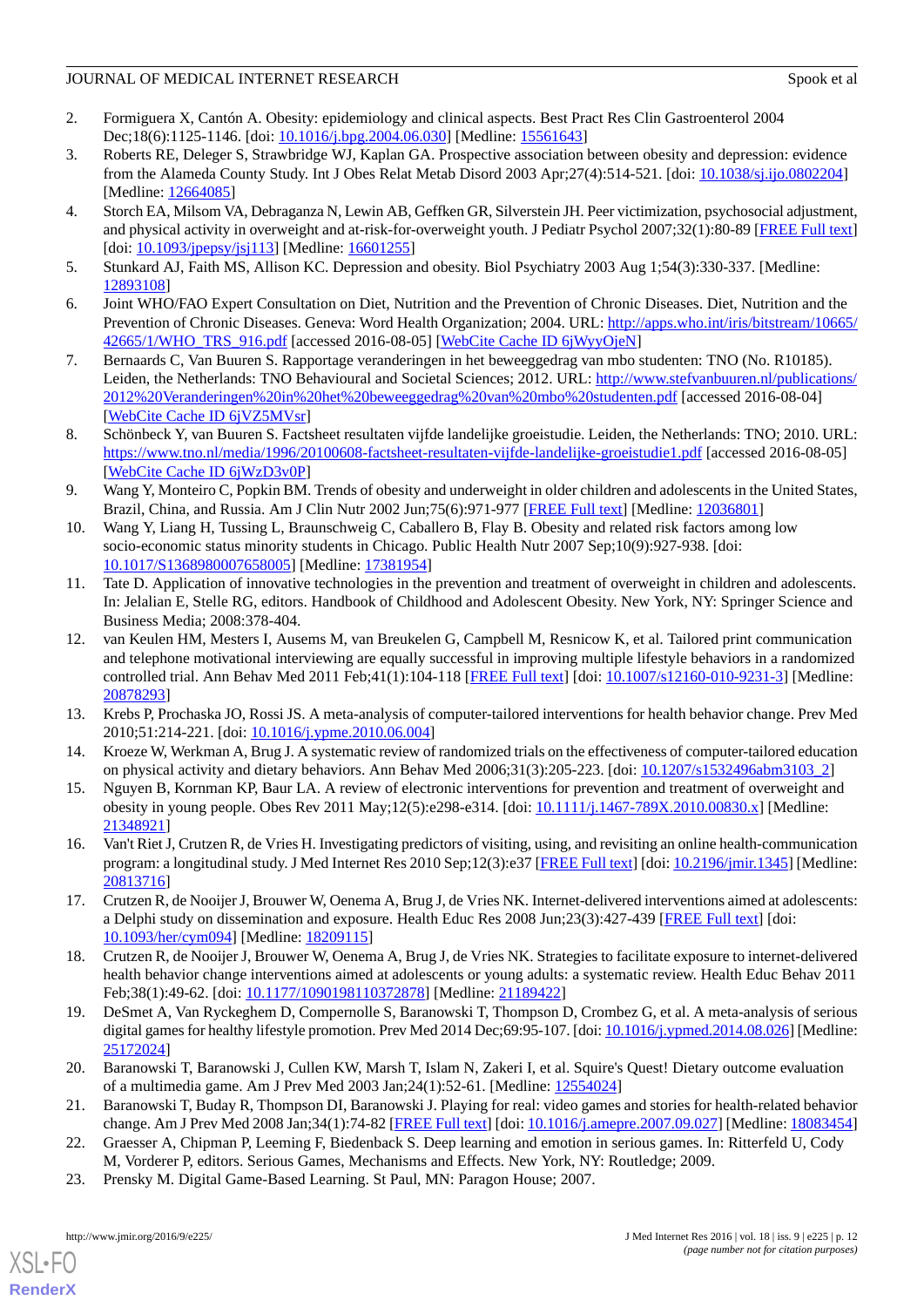2. Formiguera X, Cantón A. Obesity: epidemiology and clinical aspects. Best Pract Res Clin Gastroenterol 2004 Dec;18(6):1125-1146. [doi: 10.1016/j.bpg.2004.06.030] [Medline: 15561643]
3. Roberts RE, Deleger S, Strawbridge WJ, Kaplan GA. Prospective association between obesity and depression: evidence from the Alameda County Study. Int J Obes Relat Metab Disord 2003 Apr;27(4):514-521. [doi: 10.1038/sj.ijo.0802204] [Medline: 12664085]
4. Storch EA, Milsom VA, Debraganza N, Lewin AB, Geffken GR, Silverstein JH. Peer victimization, psychosocial adjustment, and physical activity in overweight and at-risk-for-overweight youth. J Pediatr Psychol 2007;32(1):80-89 [FREE Full text] [doi: 10.1093/jpepsy/jsj113] [Medline: 16601255]
5. Stunkard AJ, Faith MS, Allison KC. Depression and obesity. Biol Psychiatry 2003 Aug 1;54(3):330-337. [Medline: 12893108]
6. Joint WHO/FAO Expert Consultation on Diet, Nutrition and the Prevention of Chronic Diseases. Diet, Nutrition and the Prevention of Chronic Diseases. Geneva: Word Health Organization; 2004. URL: http://apps.who.int/iris/bitstream/10665/42665/1/WHO_TRS_916.pdf [accessed 2016-08-05] [WebCite Cache ID 6jWyyOjeN]
7. Bernaards C, Van Buuren S. Rapportage veranderingen in het beweeggedrag van mbo studenten: TNO (No. R10185). Leiden, the Netherlands: TNO Behavioural and Societal Sciences; 2012. URL: http://www.stefvanbuuren.nl/publications/2012%20Veranderingen%20in%20het%20beweeggedrag%20van%20mbo%20studenten.pdf [accessed 2016-08-04] [WebCite Cache ID 6jVZ5MVsr]
8. Schönbeck Y, van Buuren S. Factsheet resultaten vijfde landelijke groeistudie. Leiden, the Netherlands: TNO; 2010. URL: https://www.tno.nl/media/1996/20100608-factsheet-resultaten-vijfde-landelijke-groeistudie1.pdf [accessed 2016-08-05] [WebCite Cache ID 6jWzD3v0P]
9. Wang Y, Monteiro C, Popkin BM. Trends of obesity and underweight in older children and adolescents in the United States, Brazil, China, and Russia. Am J Clin Nutr 2002 Jun;75(6):971-977 [FREE Full text] [Medline: 12036801]
10. Wang Y, Liang H, Tussing L, Braunschweig C, Caballero B, Flay B. Obesity and related risk factors among low socio-economic status minority students in Chicago. Public Health Nutr 2007 Sep;10(9):927-938. [doi: 10.1017/S1368980007658005] [Medline: 17381954]
11. Tate D. Application of innovative technologies in the prevention and treatment of overweight in children and adolescents. In: Jelalian E, Stelle RG, editors. Handbook of Childhood and Adolescent Obesity. New York, NY: Springer Science and Business Media; 2008:378-404.
12. van Keulen HM, Mesters I, Ausems M, van Breukelen G, Campbell M, Resnicow K, et al. Tailored print communication and telephone motivational interviewing are equally successful in improving multiple lifestyle behaviors in a randomized controlled trial. Ann Behav Med 2011 Feb;41(1):104-118 [FREE Full text] [doi: 10.1007/s12160-010-9231-3] [Medline: 20878293]
13. Krebs P, Prochaska JO, Rossi JS. A meta-analysis of computer-tailored interventions for health behavior change. Prev Med 2010;51:214-221. [doi: 10.1016/j.ypme.2010.06.004]
14. Kroeze W, Werkman A, Brug J. A systematic review of randomized trials on the effectiveness of computer-tailored education on physical activity and dietary behaviors. Ann Behav Med 2006;31(3):205-223. [doi: 10.1207/s15324796abm3103_2]
15. Nguyen B, Kornman KP, Baur LA. A review of electronic interventions for prevention and treatment of overweight and obesity in young people. Obes Rev 2011 May;12(5):e298-e314. [doi: 10.1111/j.1467-789X.2010.00830.x] [Medline: 21348921]
16. Van't Riet J, Crutzen R, de Vries H. Investigating predictors of visiting, using, and revisiting an online health-communication program: a longitudinal study. J Med Internet Res 2010 Sep;12(3):e37 [FREE Full text] [doi: 10.2196/jmir.1345] [Medline: 20813716]
17. Crutzen R, de Nooijer J, Brouwer W, Oenema A, Brug J, de Vries NK. Internet-delivered interventions aimed at adolescents: a Delphi study on dissemination and exposure. Health Educ Res 2008 Jun;23(3):427-439 [FREE Full text] [doi: 10.1093/her/cym094] [Medline: 18209115]
18. Crutzen R, de Nooijer J, Brouwer W, Oenema A, Brug J, de Vries NK. Strategies to facilitate exposure to internet-delivered health behavior change interventions aimed at adolescents or young adults: a systematic review. Health Educ Behav 2011 Feb;38(1):49-62. [doi: 10.1177/1090198110372878] [Medline: 21189422]
19. DeSmet A, Van Ryckeghem D, Compernolle S, Baranowski T, Thompson D, Crombez G, et al. A meta-analysis of serious digital games for healthy lifestyle promotion. Prev Med 2014 Dec;69:95-107. [doi: 10.1016/j.ypmed.2014.08.026] [Medline: 25172024]
20. Baranowski T, Baranowski J, Cullen KW, Marsh T, Islam N, Zakeri I, et al. Squire's Quest! Dietary outcome evaluation of a multimedia game. Am J Prev Med 2003 Jan;24(1):52-61. [Medline: 12554024]
21. Baranowski T, Buday R, Thompson DI, Baranowski J. Playing for real: video games and stories for health-related behavior change. Am J Prev Med 2008 Jan;34(1):74-82 [FREE Full text] [doi: 10.1016/j.amepre.2007.09.027] [Medline: 18083454]
22. Graesser A, Chipman P, Leeming F, Biedenback S. Deep learning and emotion in serious games. In: Ritterfeld U, Cody M, Vorderer P, editors. Serious Games, Mechanisms and Effects. New York, NY: Routledge; 2009.
23. Prensky M. Digital Game-Based Learning. St Paul, MN: Paragon House; 2007.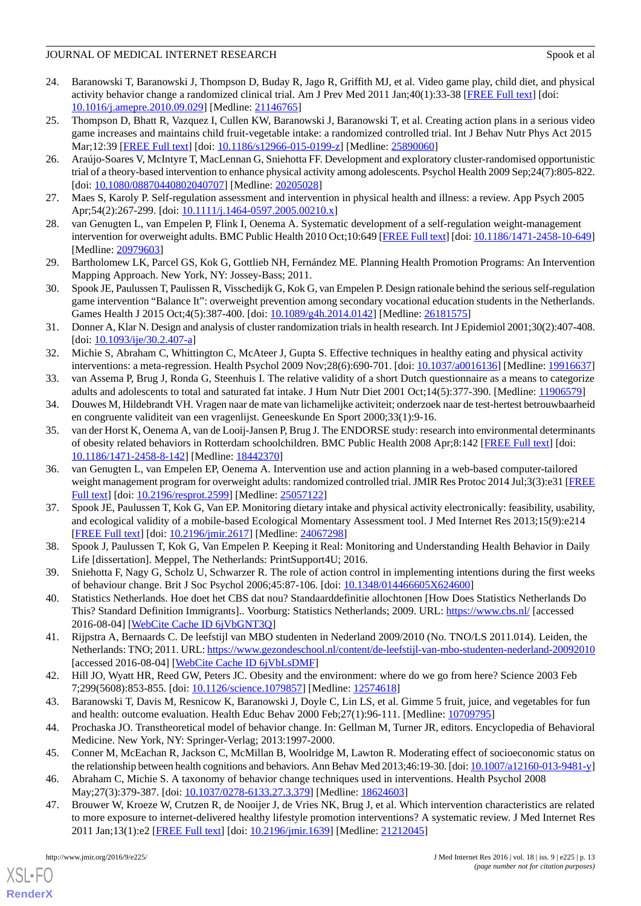24. Baranowski T, Baranowski J, Thompson D, Buday R, Jago R, Griffith MJ, et al. Video game play, child diet, and physical activity behavior change a randomized clinical trial. Am J Prev Med 2011 Jan;40(1):33-38 [FREE Full text] [doi: 10.1016/j.amepre.2010.09.029] [Medline: 21146765]
25. Thompson D, Bhatt R, Vazquez I, Cullen KW, Baranowski J, Baranowski T, et al. Creating action plans in a serious video game increases and maintains child fruit-vegetable intake: a randomized controlled trial. Int J Behav Nutr Phys Act 2015 Mar;12:39 [FREE Full text] [doi: 10.1186/s12966-015-0199-z] [Medline: 25890060]
26. Araújo-Soares V, McIntyre T, MacLennan G, Sniehotta FF. Development and exploratory cluster-randomised opportunistic trial of a theory-based intervention to enhance physical activity among adolescents. Psychol Health 2009 Sep;24(7):805-822. [doi: 10.1080/08870440802040707] [Medline: 20205028]
27. Maes S, Karoly P. Self-regulation assessment and intervention in physical health and illness: a review. App Psych 2005 Apr;54(2):267-299. [doi: 10.1111/j.1464-0597.2005.00210.x]
28. van Genugten L, van Empelen P, Flink I, Oenema A. Systematic development of a self-regulation weight-management intervention for overweight adults. BMC Public Health 2010 Oct;10:649 [FREE Full text] [doi: 10.1186/1471-2458-10-649] [Medline: 20979603]
29. Bartholomew LK, Parcel GS, Kok G, Gottlieb NH, Fernández ME. Planning Health Promotion Programs: An Intervention Mapping Approach. New York, NY: Jossey-Bass; 2011.
30. Spook JE, Paulussen T, Paulissen R, Visschedijk G, Kok G, van Empelen P. Design rationale behind the serious self-regulation game intervention "Balance It": overweight prevention among secondary vocational education students in the Netherlands. Games Health J 2015 Oct;4(5):387-400. [doi: 10.1089/g4h.2014.0142] [Medline: 26181575]
31. Donner A, Klar N. Design and analysis of cluster randomization trials in health research. Int J Epidemiol 2001;30(2):407-408. [doi: 10.1093/ije/30.2.407-a]
32. Michie S, Abraham C, Whittington C, McAteer J, Gupta S. Effective techniques in healthy eating and physical activity interventions: a meta-regression. Health Psychol 2009 Nov;28(6):690-701. [doi: 10.1037/a0016136] [Medline: 19916637]
33. van Assema P, Brug J, Ronda G, Steenhuis I. The relative validity of a short Dutch questionnaire as a means to categorize adults and adolescents to total and saturated fat intake. J Hum Nutr Diet 2001 Oct;14(5):377-390. [Medline: 11906579]
34. Douwes M, Hildebrandt VH. Vragen naar de mate van lichamelijke activiteit; onderzoek naar de test-hertest betrouwbaarheid en congruente validiteit van een vragenlijst. Geneeskunde En Sport 2000;33(1):9-16.
35. van der Horst K, Oenema A, van de Looij-Jansen P, Brug J. The ENDORSE study: research into environmental determinants of obesity related behaviors in Rotterdam schoolchildren. BMC Public Health 2008 Apr;8:142 [FREE Full text] [doi: 10.1186/1471-2458-8-142] [Medline: 18442370]
36. van Genugten L, van Empelen EP, Oenema A. Intervention use and action planning in a web-based computer-tailored weight management program for overweight adults: randomized controlled trial. JMIR Res Protoc 2014 Jul;3(3):e31 [FREE Full text] [doi: 10.2196/resprot.2599] [Medline: 25057122]
37. Spook JE, Paulussen T, Kok G, Van EP. Monitoring dietary intake and physical activity electronically: feasibility, usability, and ecological validity of a mobile-based Ecological Momentary Assessment tool. J Med Internet Res 2013;15(9):e214 [FREE Full text] [doi: 10.2196/jmir.2617] [Medline: 24067298]
38. Spook J, Paulussen T, Kok G, Van Empelen P. Keeping it Real: Monitoring and Understanding Health Behavior in Daily Life [dissertation]. Meppel, The Netherlands: PrintSupport4U; 2016.
39. Sniehotta F, Nagy G, Scholz U, Schwarzer R. The role of action control in implementing intentions during the first weeks of behaviour change. Brit J Soc Psychol 2006;45:87-106. [doi: 10.1348/014466605X624600]
40. Statistics Netherlands. Hoe doet het CBS dat nou? Standaarddefinitie allochtonen [How Does Statistics Netherlands Do This? Standard Definition Immigrants].. Voorburg: Statistics Netherlands; 2009. URL: https://www.cbs.nl/ [accessed 2016-08-04] [WebCite Cache ID 6jVbGNT3Q]
41. Rijpstra A, Bernaards C. De leefstijl van MBO studenten in Nederland 2009/2010 (No. TNO/LS 2011.014). Leiden, the Netherlands: TNO; 2011. URL: https://www.gezondeschool.nl/content/de-leefstijl-van-mbo-studenten-nederland-20092010 [accessed 2016-08-04] [WebCite Cache ID 6jVbLsDMF]
42. Hill JO, Wyatt HR, Reed GW, Peters JC. Obesity and the environment: where do we go from here? Science 2003 Feb 7;299(5608):853-855. [doi: 10.1126/science.1079857] [Medline: 12574618]
43. Baranowski T, Davis M, Resnicow K, Baranowski J, Doyle C, Lin LS, et al. Gimme 5 fruit, juice, and vegetables for fun and health: outcome evaluation. Health Educ Behav 2000 Feb;27(1):96-111. [Medline: 10709795]
44. Prochaska JO. Transtheoretical model of behavior change. In: Gellman M, Turner JR, editors. Encyclopedia of Behavioral Medicine. New York, NY: Springer-Verlag; 2013:1997-2000.
45. Conner M, McEachan R, Jackson C, McMillan B, Woolridge M, Lawton R. Moderating effect of socioeconomic status on the relationship between health cognitions and behaviors. Ann Behav Med 2013;46:19-30. [doi: 10.1007/a12160-013-9481-y]
46. Abraham C, Michie S. A taxonomy of behavior change techniques used in interventions. Health Psychol 2008 May;27(3):379-387. [doi: 10.1037/0278-6133.27.3.379] [Medline: 18624603]
47. Brouwer W, Kroeze W, Crutzen R, de Nooijer J, de Vries NK, Brug J, et al. Which intervention characteristics are related to more exposure to internet-delivered healthy lifestyle promotion interventions? A systematic review. J Med Internet Res 2011 Jan;13(1):e2 [FREE Full text] [doi: 10.2196/jmir.1639] [Medline: 21212045]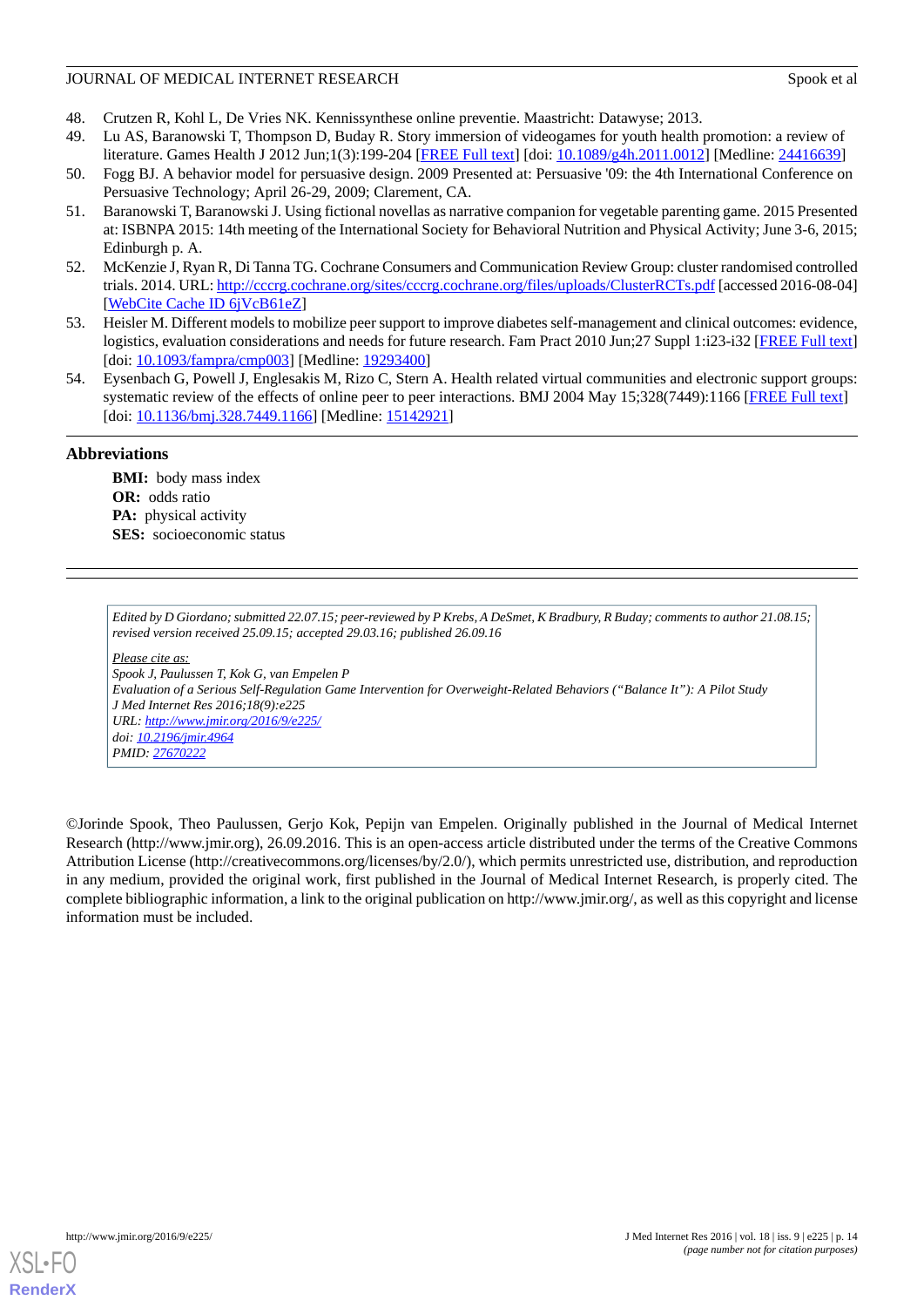48. Crutzen R, Kohl L, De Vries NK. Kennissynthese online preventie. Maastricht: Datawyse; 2013.
49. Lu AS, Baranowski T, Thompson D, Buday R. Story immersion of videogames for youth health promotion: a review of literature. Games Health J 2012 Jun;1(3):199-204 [FREE Full text] [doi: 10.1089/g4h.2011.0012] [Medline: 24416639]
50. Fogg BJ. A behavior model for persuasive design. 2009 Presented at: Persuasive '09: the 4th International Conference on Persuasive Technology; April 26-29, 2009; Clarement, CA.
51. Baranowski T, Baranowski J. Using fictional novellas as narrative companion for vegetable parenting game. 2015 Presented at: ISBNPA 2015: 14th meeting of the International Society for Behavioral Nutrition and Physical Activity; June 3-6, 2015; Edinburgh p. A.
52. McKenzie J, Ryan R, Di Tanna TG. Cochrane Consumers and Communication Review Group: cluster randomised controlled trials. 2014. URL: http://cccrg.cochrane.org/sites/cccrg.cochrane.org/files/uploads/ClusterRCTs.pdf [accessed 2016-08-04] [WebCite Cache ID 6jVcB61eZ]
53. Heisler M. Different models to mobilize peer support to improve diabetes self-management and clinical outcomes: evidence, logistics, evaluation considerations and needs for future research. Fam Pract 2010 Jun;27 Suppl 1:i23-i32 [FREE Full text] [doi: 10.1093/fampra/cmp003] [Medline: 19293400]
54. Eysenbach G, Powell J, Englesakis M, Rizo C, Stern A. Health related virtual communities and electronic support groups: systematic review of the effects of online peer to peer interactions. BMJ 2004 May 15;328(7449):1166 [FREE Full text] [doi: 10.1136/bmj.328.7449.1166] [Medline: 15142921]

## Abbreviations

**BMI:** body mass index
**OR:** odds ratio
**PA:** physical activity
**SES:** socioeconomic status

*Edited by D Giordano; submitted 22.07.15; peer-reviewed by P Krebs, A DeSmet, K Bradbury, R Buday; comments to author 21.08.15; revised version received 25.09.15; accepted 29.03.16; published 26.09.16*

*Please cite as:*
*Spook J, Paulussen T, Kok G, van Empelen P*
*Evaluation of a Serious Self-Regulation Game Intervention for Overweight-Related Behaviors ("Balance It"): A Pilot Study*
*J Med Internet Res 2016;18(9):e225*
*URL: http://www.jmir.org/2016/9/e225/*
*doi: 10.2196/jmir.4964*
*PMID: 27670222*

©Jorinde Spook, Theo Paulussen, Gerjo Kok, Pepijn van Empelen. Originally published in the Journal of Medical Internet Research (http://www.jmir.org), 26.09.2016. This is an open-access article distributed under the terms of the Creative Commons Attribution License (http://creativecommons.org/licenses/by/2.0/), which permits unrestricted use, distribution, and reproduction in any medium, provided the original work, first published in the Journal of Medical Internet Research, is properly cited. The complete bibliographic information, a link to the original publication on http://www.jmir.org/, as well as this copyright and license information must be included.